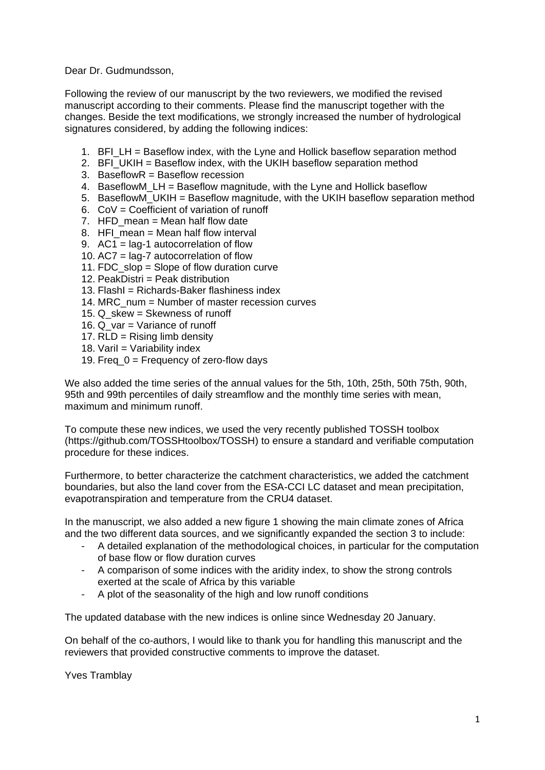Dear Dr. Gudmundsson,

Following the review of our manuscript by the two reviewers, we modified the revised manuscript according to their comments. Please find the manuscript together with the changes. Beside the text modifications, we strongly increased the number of hydrological signatures considered, by adding the following indices:

1. BFI_LH = Baseflow index, with the Lyne and Hollick baseflow separation method
2. BFI_UKIH = Baseflow index, with the UKIH baseflow separation method
3. BaseflowR = Baseflow recession
4. BaseflowM_LH = Baseflow magnitude, with the Lyne and Hollick baseflow
5. BaseflowM_UKIH = Baseflow magnitude, with the UKIH baseflow separation method
6. CoV = Coefficient of variation of runoff
7. HFD_mean = Mean half flow date
8. HFI_mean = Mean half flow interval
9. AC1 = lag-1 autocorrelation of flow
10. AC7 = lag-7 autocorrelation of flow
11. FDC_slop = Slope of flow duration curve
12. PeakDistri = Peak distribution
13. FlashI = Richards-Baker flashiness index
14. MRC_num = Number of master recession curves
15. Q_skew = Skewness of runoff
16. Q_var = Variance of runoff
17. RLD = Rising limb density
18. VariI = Variability index
19. Freq_0 = Frequency of zero-flow days

We also added the time series of the annual values for the 5th, 10th, 25th, 50th 75th, 90th, 95th and 99th percentiles of daily streamflow and the monthly time series with mean, maximum and minimum runoff.

To compute these new indices, we used the very recently published TOSSH toolbox (https://github.com/TOSSHtoolbox/TOSSH) to ensure a standard and verifiable computation procedure for these indices.

Furthermore, to better characterize the catchment characteristics, we added the catchment boundaries, but also the land cover from the ESA-CCI LC dataset and mean precipitation, evapotranspiration and temperature from the CRU4 dataset.

In the manuscript, we also added a new figure 1 showing the main climate zones of Africa and the two different data sources, and we significantly expanded the section 3 to include:

- A detailed explanation of the methodological choices, in particular for the computation of base flow or flow duration curves
- A comparison of some indices with the aridity index, to show the strong controls exerted at the scale of Africa by this variable
- A plot of the seasonality of the high and low runoff conditions

The updated database with the new indices is online since Wednesday 20 January.

On behalf of the co-authors, I would like to thank you for handling this manuscript and the reviewers that provided constructive comments to improve the dataset.

Yves Tramblay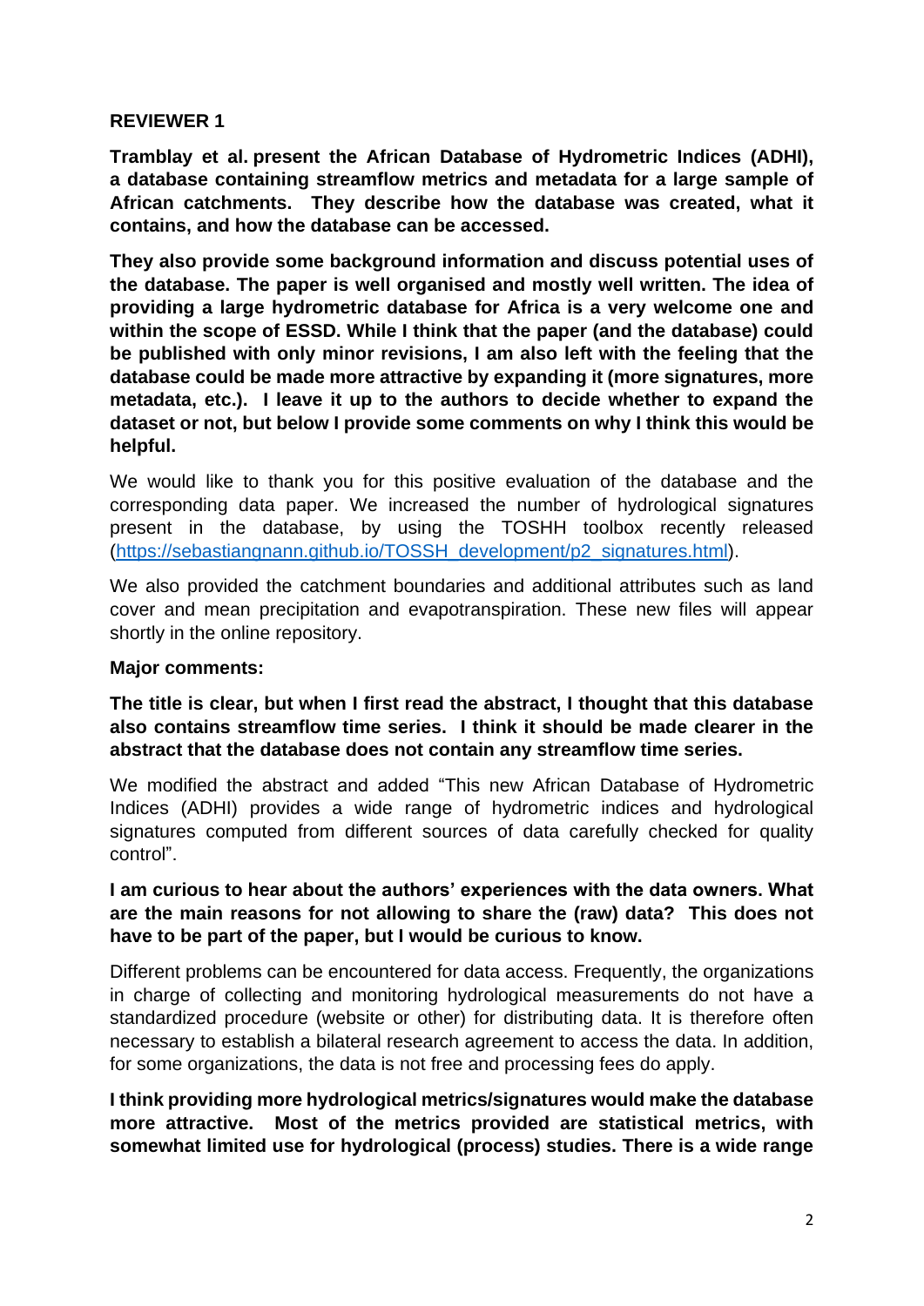**REVIEWER 1**

**Tramblay et al. present the African Database of Hydrometric Indices (ADHI), a database containing streamflow metrics and metadata for a large sample of African catchments. They describe how the database was created, what it contains, and how the database can be accessed.**

**They also provide some background information and discuss potential uses of the database. The paper is well organised and mostly well written. The idea of providing a large hydrometric database for Africa is a very welcome one and within the scope of ESSD. While I think that the paper (and the database) could be published with only minor revisions, I am also left with the feeling that the database could be made more attractive by expanding it (more signatures, more metadata, etc.). I leave it up to the authors to decide whether to expand the dataset or not, but below I provide some comments on why I think this would be helpful.**

We would like to thank you for this positive evaluation of the database and the corresponding data paper. We increased the number of hydrological signatures present in the database, by using the TOSHH toolbox recently released (https://sebastiangnann.github.io/TOSSH_development/p2_signatures.html).

We also provided the catchment boundaries and additional attributes such as land cover and mean precipitation and evapotranspiration. These new files will appear shortly in the online repository.

**Major comments:**

**The title is clear, but when I first read the abstract, I thought that this database also contains streamflow time series. I think it should be made clearer in the abstract that the database does not contain any streamflow time series.**

We modified the abstract and added "This new African Database of Hydrometric Indices (ADHI) provides a wide range of hydrometric indices and hydrological signatures computed from different sources of data carefully checked for quality control".

**I am curious to hear about the authors' experiences with the data owners. What are the main reasons for not allowing to share the (raw) data? This does not have to be part of the paper, but I would be curious to know.**

Different problems can be encountered for data access. Frequently, the organizations in charge of collecting and monitoring hydrological measurements do not have a standardized procedure (website or other) for distributing data. It is therefore often necessary to establish a bilateral research agreement to access the data. In addition, for some organizations, the data is not free and processing fees do apply.

**I think providing more hydrological metrics/signatures would make the database more attractive. Most of the metrics provided are statistical metrics, with somewhat limited use for hydrological (process) studies. There is a wide range**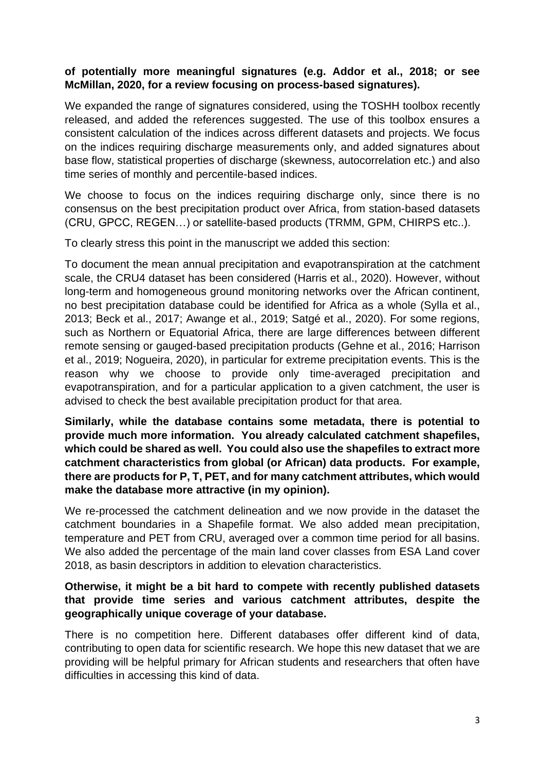**of potentially more meaningful signatures (e.g. Addor et al., 2018; or see McMillan, 2020, for a review focusing on process-based signatures).**

We expanded the range of signatures considered, using the TOSHH toolbox recently released, and added the references suggested. The use of this toolbox ensures a consistent calculation of the indices across different datasets and projects. We focus on the indices requiring discharge measurements only, and added signatures about base flow, statistical properties of discharge (skewness, autocorrelation etc.) and also time series of monthly and percentile-based indices.

We choose to focus on the indices requiring discharge only, since there is no consensus on the best precipitation product over Africa, from station-based datasets (CRU, GPCC, REGEN…) or satellite-based products (TRMM, GPM, CHIRPS etc..).

To clearly stress this point in the manuscript we added this section:

To document the mean annual precipitation and evapotranspiration at the catchment scale, the CRU4 dataset has been considered (Harris et al., 2020). However, without long-term and homogeneous ground monitoring networks over the African continent, no best precipitation database could be identified for Africa as a whole (Sylla et al., 2013; Beck et al., 2017; Awange et al., 2019; Satgé et al., 2020). For some regions, such as Northern or Equatorial Africa, there are large differences between different remote sensing or gauged-based precipitation products (Gehne et al., 2016; Harrison et al., 2019; Nogueira, 2020), in particular for extreme precipitation events. This is the reason why we choose to provide only time-averaged precipitation and evapotranspiration, and for a particular application to a given catchment, the user is advised to check the best available precipitation product for that area.

**Similarly, while the database contains some metadata, there is potential to provide much more information. You already calculated catchment shapefiles, which could be shared as well. You could also use the shapefiles to extract more catchment characteristics from global (or African) data products. For example, there are products for P, T, PET, and for many catchment attributes, which would make the database more attractive (in my opinion).**

We re-processed the catchment delineation and we now provide in the dataset the catchment boundaries in a Shapefile format. We also added mean precipitation, temperature and PET from CRU, averaged over a common time period for all basins. We also added the percentage of the main land cover classes from ESA Land cover 2018, as basin descriptors in addition to elevation characteristics.

**Otherwise, it might be a bit hard to compete with recently published datasets that provide time series and various catchment attributes, despite the geographically unique coverage of your database.**

There is no competition here. Different databases offer different kind of data, contributing to open data for scientific research. We hope this new dataset that we are providing will be helpful primary for African students and researchers that often have difficulties in accessing this kind of data.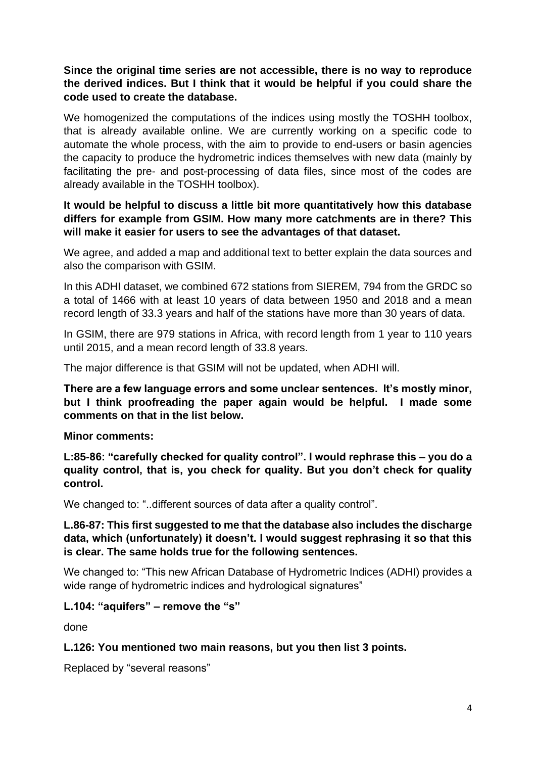**Since the original time series are not accessible, there is no way to reproduce the derived indices. But I think that it would be helpful if you could share the code used to create the database.**

We homogenized the computations of the indices using mostly the TOSHH toolbox, that is already available online. We are currently working on a specific code to automate the whole process, with the aim to provide to end-users or basin agencies the capacity to produce the hydrometric indices themselves with new data (mainly by facilitating the pre- and post-processing of data files, since most of the codes are already available in the TOSHH toolbox).

**It would be helpful to discuss a little bit more quantitatively how this database differs for example from GSIM. How many more catchments are in there? This will make it easier for users to see the advantages of that dataset.**

We agree, and added a map and additional text to better explain the data sources and also the comparison with GSIM.

In this ADHI dataset, we combined 672 stations from SIEREM, 794 from the GRDC so a total of 1466 with at least 10 years of data between 1950 and 2018 and a mean record length of 33.3 years and half of the stations have more than 30 years of data.

In GSIM, there are 979 stations in Africa, with record length from 1 year to 110 years until 2015, and a mean record length of 33.8 years.

The major difference is that GSIM will not be updated, when ADHI will.

**There are a few language errors and some unclear sentences. It's mostly minor, but I think proofreading the paper again would be helpful. I made some comments on that in the list below.**

**Minor comments:**

**L:85-86: "carefully checked for quality control". I would rephrase this – you do a quality control, that is, you check for quality. But you don't check for quality control.**

We changed to: "..different sources of data after a quality control".

**L.86-87: This first suggested to me that the database also includes the discharge data, which (unfortunately) it doesn't. I would suggest rephrasing it so that this is clear. The same holds true for the following sentences.**

We changed to: "This new African Database of Hydrometric Indices (ADHI) provides a wide range of hydrometric indices and hydrological signatures"

**L.104: "aquifers" – remove the "s"**

done

**L.126: You mentioned two main reasons, but you then list 3 points.**

Replaced by "several reasons"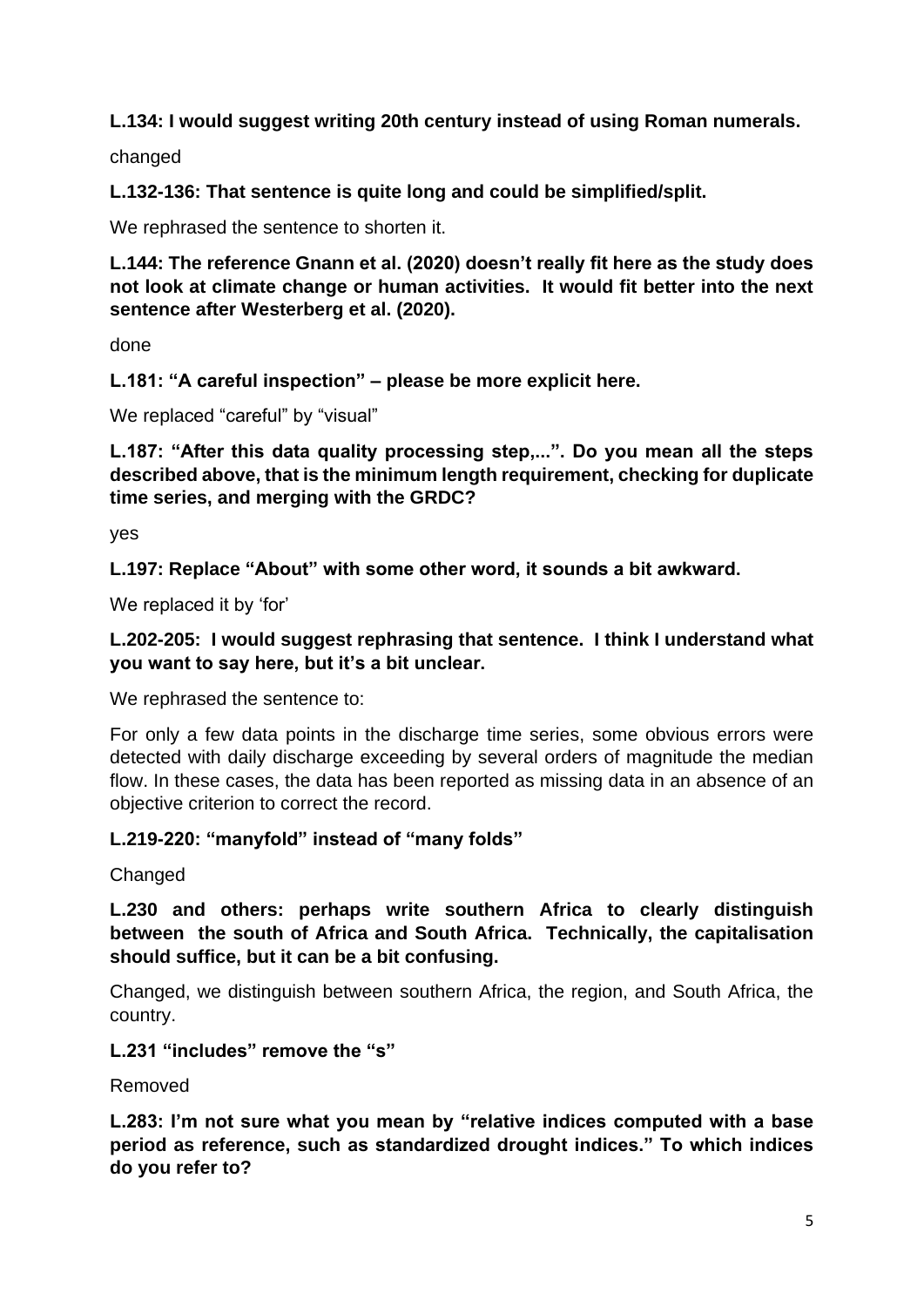**L.134: I would suggest writing 20th century instead of using Roman numerals.**

changed

**L.132-136: That sentence is quite long and could be simplified/split.**

We rephrased the sentence to shorten it.

**L.144: The reference Gnann et al. (2020) doesn't really fit here as the study does not look at climate change or human activities. It would fit better into the next sentence after Westerberg et al. (2020).**

done

**L.181: "A careful inspection" – please be more explicit here.**

We replaced "careful" by "visual"

**L.187: "After this data quality processing step,...". Do you mean all the steps described above, that is the minimum length requirement, checking for duplicate time series, and merging with the GRDC?**

yes

**L.197: Replace "About" with some other word, it sounds a bit awkward.**

We replaced it by 'for'

**L.202-205: I would suggest rephrasing that sentence. I think I understand what you want to say here, but it's a bit unclear.**

We rephrased the sentence to:

For only a few data points in the discharge time series, some obvious errors were detected with daily discharge exceeding by several orders of magnitude the median flow. In these cases, the data has been reported as missing data in an absence of an objective criterion to correct the record.

**L.219-220: "manyfold" instead of "many folds"**

Changed

**L.230 and others: perhaps write southern Africa to clearly distinguish between the south of Africa and South Africa. Technically, the capitalisation should suffice, but it can be a bit confusing.**

Changed, we distinguish between southern Africa, the region, and South Africa, the country.

**L.231 "includes" remove the "s"**

Removed

**L.283: I'm not sure what you mean by "relative indices computed with a base period as reference, such as standardized drought indices." To which indices do you refer to?**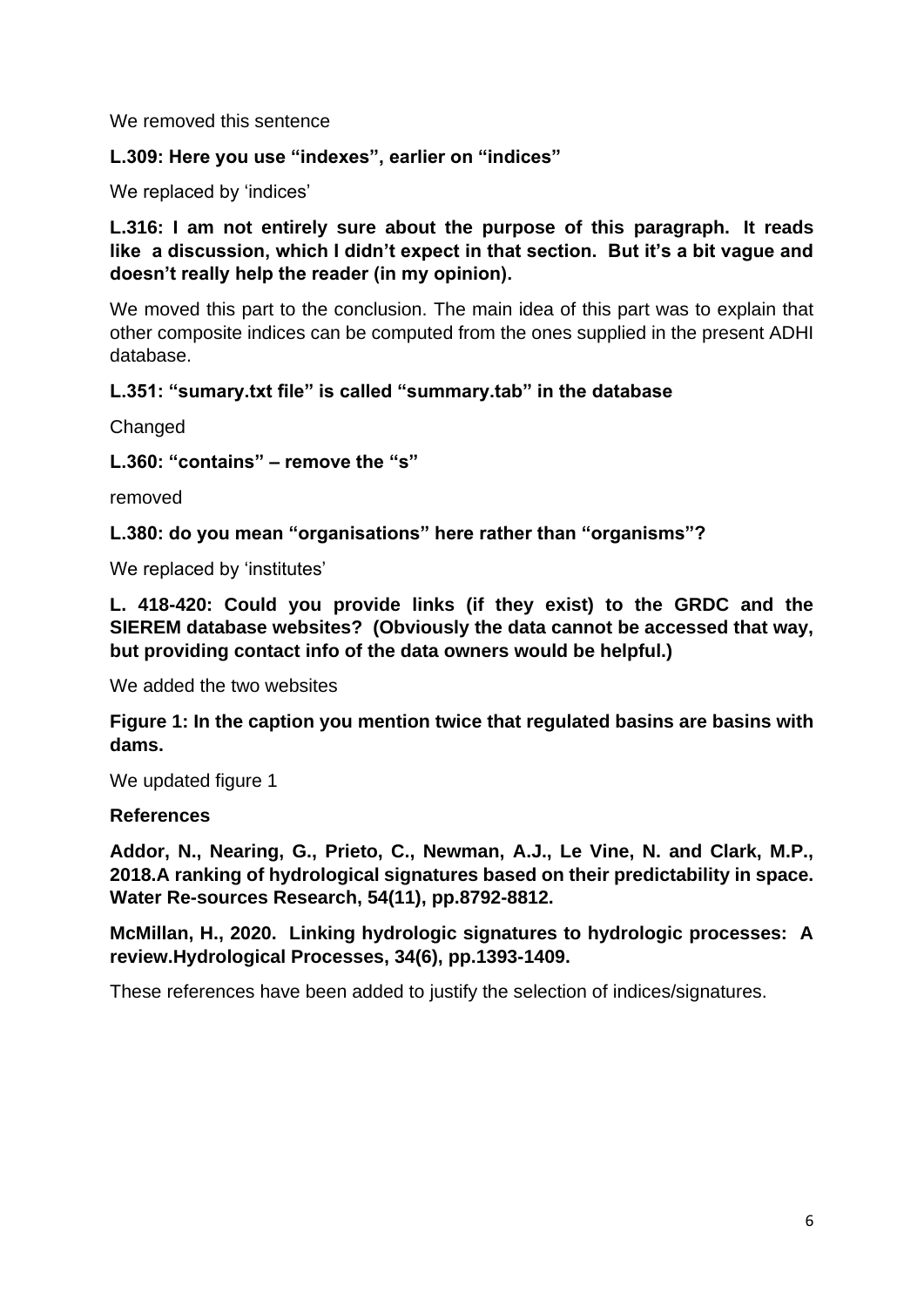We removed this sentence

**L.309: Here you use "indexes", earlier on "indices"**

We replaced by 'indices'

**L.316: I am not entirely sure about the purpose of this paragraph. It reads like a discussion, which I didn't expect in that section. But it's a bit vague and doesn't really help the reader (in my opinion).**

We moved this part to the conclusion. The main idea of this part was to explain that other composite indices can be computed from the ones supplied in the present ADHI database.

**L.351: "sumary.txt file" is called "summary.tab" in the database**

Changed

**L.360: "contains" – remove the "s"**

removed

**L.380: do you mean "organisations" here rather than "organisms"?**

We replaced by 'institutes'

**L. 418-420: Could you provide links (if they exist) to the GRDC and the SIEREM database websites? (Obviously the data cannot be accessed that way, but providing contact info of the data owners would be helpful.)**

We added the two websites

**Figure 1: In the caption you mention twice that regulated basins are basins with dams.**

We updated figure 1

**References**

**Addor, N., Nearing, G., Prieto, C., Newman, A.J., Le Vine, N. and Clark, M.P., 2018.A ranking of hydrological signatures based on their predictability in space. Water Re-sources Research, 54(11), pp.8792-8812.**

**McMillan, H., 2020. Linking hydrologic signatures to hydrologic processes: A review.Hydrological Processes, 34(6), pp.1393-1409.**

These references have been added to justify the selection of indices/signatures.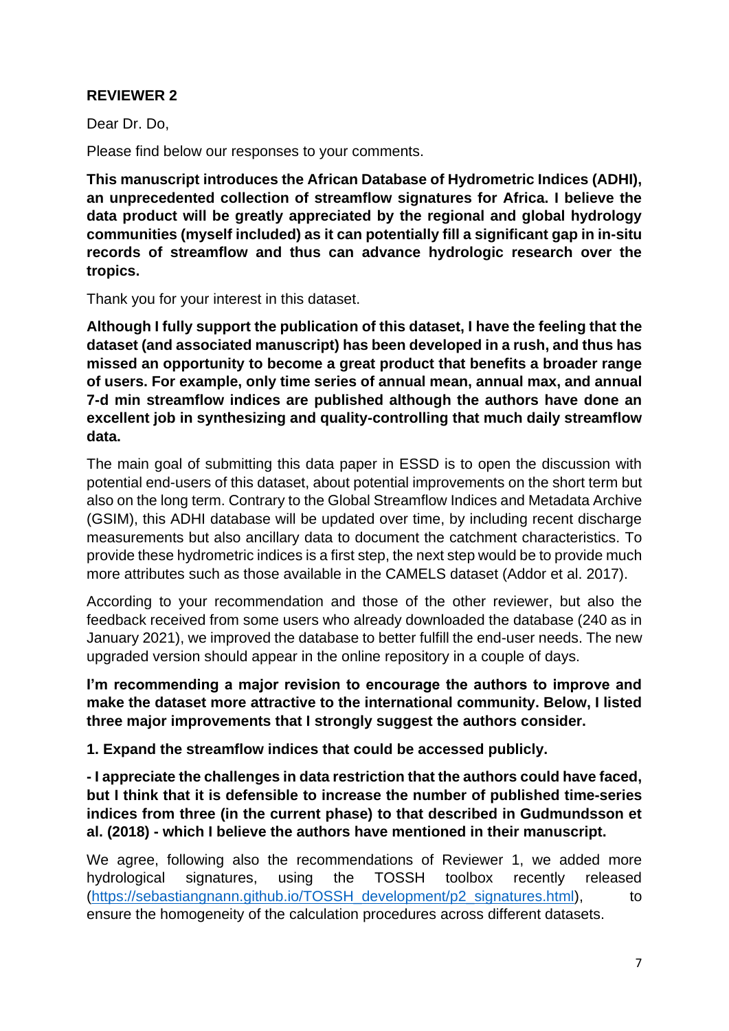**REVIEWER 2**

Dear Dr. Do,

Please find below our responses to your comments.

**This manuscript introduces the African Database of Hydrometric Indices (ADHI), an unprecedented collection of streamflow signatures for Africa. I believe the data product will be greatly appreciated by the regional and global hydrology communities (myself included) as it can potentially fill a significant gap in in-situ records of streamflow and thus can advance hydrologic research over the tropics.**

Thank you for your interest in this dataset.

**Although I fully support the publication of this dataset, I have the feeling that the dataset (and associated manuscript) has been developed in a rush, and thus has missed an opportunity to become a great product that benefits a broader range of users. For example, only time series of annual mean, annual max, and annual 7-d min streamflow indices are published although the authors have done an excellent job in synthesizing and quality-controlling that much daily streamflow data.**

The main goal of submitting this data paper in ESSD is to open the discussion with potential end-users of this dataset, about potential improvements on the short term but also on the long term. Contrary to the Global Streamflow Indices and Metadata Archive (GSIM), this ADHI database will be updated over time, by including recent discharge measurements but also ancillary data to document the catchment characteristics. To provide these hydrometric indices is a first step, the next step would be to provide much more attributes such as those available in the CAMELS dataset (Addor et al. 2017).

According to your recommendation and those of the other reviewer, but also the feedback received from some users who already downloaded the database (240 as in January 2021), we improved the database to better fulfill the end-user needs. The new upgraded version should appear in the online repository in a couple of days.

**I'm recommending a major revision to encourage the authors to improve and make the dataset more attractive to the international community. Below, I listed three major improvements that I strongly suggest the authors consider.**

**1. Expand the streamflow indices that could be accessed publicly.**

**- I appreciate the challenges in data restriction that the authors could have faced, but I think that it is defensible to increase the number of published time-series indices from three (in the current phase) to that described in Gudmundsson et al. (2018) - which I believe the authors have mentioned in their manuscript.**

We agree, following also the recommendations of Reviewer 1, we added more hydrological signatures, using the TOSSH toolbox recently released (https://sebastiangnann.github.io/TOSSH_development/p2_signatures.html), to ensure the homogeneity of the calculation procedures across different datasets.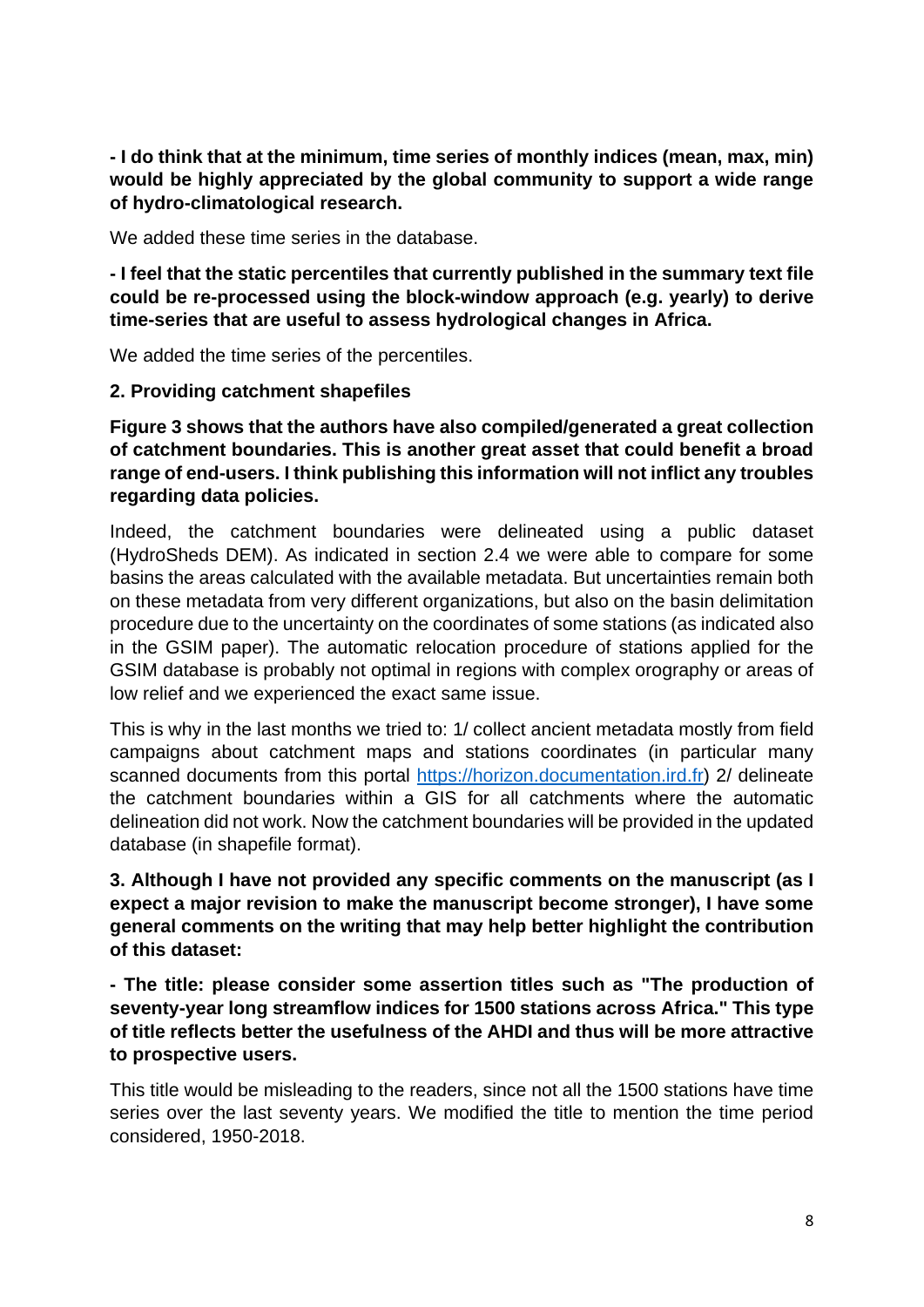**- I do think that at the minimum, time series of monthly indices (mean, max, min) would be highly appreciated by the global community to support a wide range of hydro-climatological research.**

We added these time series in the database.

**- I feel that the static percentiles that currently published in the summary text file could be re-processed using the block-window approach (e.g. yearly) to derive time-series that are useful to assess hydrological changes in Africa.**

We added the time series of the percentiles.

**2. Providing catchment shapefiles**

**Figure 3 shows that the authors have also compiled/generated a great collection of catchment boundaries. This is another great asset that could benefit a broad range of end-users. I think publishing this information will not inflict any troubles regarding data policies.**

Indeed, the catchment boundaries were delineated using a public dataset (HydroSheds DEM). As indicated in section 2.4 we were able to compare for some basins the areas calculated with the available metadata. But uncertainties remain both on these metadata from very different organizations, but also on the basin delimitation procedure due to the uncertainty on the coordinates of some stations (as indicated also in the GSIM paper). The automatic relocation procedure of stations applied for the GSIM database is probably not optimal in regions with complex orography or areas of low relief and we experienced the exact same issue.

This is why in the last months we tried to: 1/ collect ancient metadata mostly from field campaigns about catchment maps and stations coordinates (in particular many scanned documents from this portal https://horizon.documentation.ird.fr) 2/ delineate the catchment boundaries within a GIS for all catchments where the automatic delineation did not work. Now the catchment boundaries will be provided in the updated database (in shapefile format).

**3. Although I have not provided any specific comments on the manuscript (as I expect a major revision to make the manuscript become stronger), I have some general comments on the writing that may help better highlight the contribution of this dataset:**

**- The title: please consider some assertion titles such as "The production of seventy-year long streamflow indices for 1500 stations across Africa." This type of title reflects better the usefulness of the AHDI and thus will be more attractive to prospective users.**

This title would be misleading to the readers, since not all the 1500 stations have time series over the last seventy years. We modified the title to mention the time period considered, 1950-2018.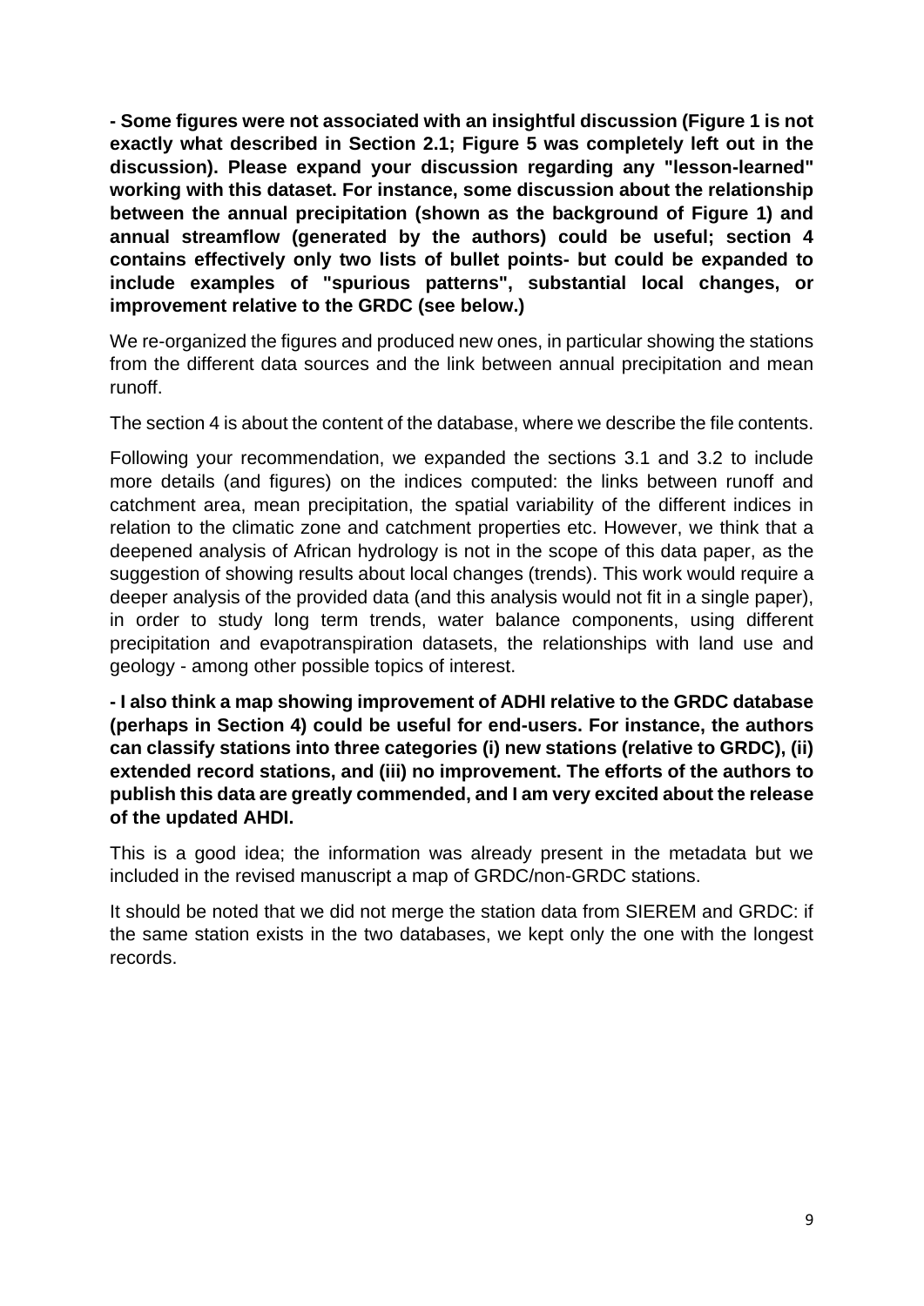**- Some figures were not associated with an insightful discussion (Figure 1 is not exactly what described in Section 2.1; Figure 5 was completely left out in the discussion). Please expand your discussion regarding any "lesson-learned" working with this dataset. For instance, some discussion about the relationship between the annual precipitation (shown as the background of Figure 1) and annual streamflow (generated by the authors) could be useful; section 4 contains effectively only two lists of bullet points- but could be expanded to include examples of "spurious patterns", substantial local changes, or improvement relative to the GRDC (see below.)**

We re-organized the figures and produced new ones, in particular showing the stations from the different data sources and the link between annual precipitation and mean runoff.

The section 4 is about the content of the database, where we describe the file contents.

Following your recommendation, we expanded the sections 3.1 and 3.2 to include more details (and figures) on the indices computed: the links between runoff and catchment area, mean precipitation, the spatial variability of the different indices in relation to the climatic zone and catchment properties etc. However, we think that a deepened analysis of African hydrology is not in the scope of this data paper, as the suggestion of showing results about local changes (trends). This work would require a deeper analysis of the provided data (and this analysis would not fit in a single paper), in order to study long term trends, water balance components, using different precipitation and evapotranspiration datasets, the relationships with land use and geology - among other possible topics of interest.

**- I also think a map showing improvement of ADHI relative to the GRDC database (perhaps in Section 4) could be useful for end-users. For instance, the authors can classify stations into three categories (i) new stations (relative to GRDC), (ii) extended record stations, and (iii) no improvement. The efforts of the authors to publish this data are greatly commended, and I am very excited about the release of the updated AHDI.**

This is a good idea; the information was already present in the metadata but we included in the revised manuscript a map of GRDC/non-GRDC stations.

It should be noted that we did not merge the station data from SIEREM and GRDC: if the same station exists in the two databases, we kept only the one with the longest records.